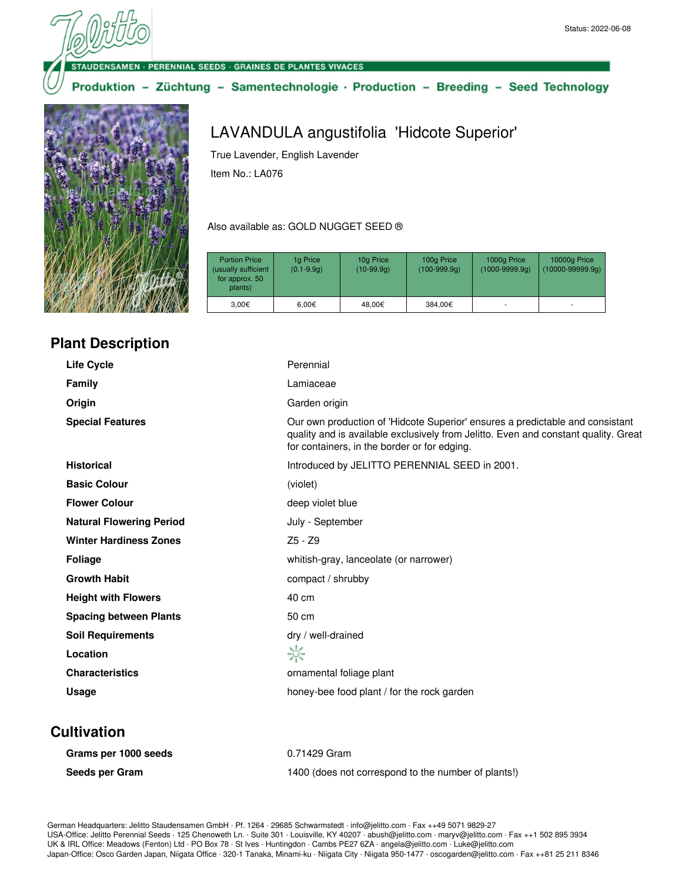Status: 2022-06-08

STAUDENSAMEN · PERENNIAL SEEDS · GRAINES DE PLANTES VIVACES

Produktion – Züchtung – Samentechnologie · Production – Breeding – Seed Technology

# LAVANDULA angustifolia 'Hidcote Superior'

True Lavender, English Lavender

Item No.: LA076

Also available as: GOLD NUGGET SEED ®

| Portion Price (usually sufficient for approx. 50 plants) | 1g Price (0.1-9.9g) | 10g Price (10-99.9g) | 100g Price (100-999.9g) | 1000g Price (1000-9999.9g) | 10000g Price (10000-99999.9g) |
|---|---|---|---|---|---|
| 3,00€ | 6,00€ | 48,00€ | 384,00€ | - | - |

## Plant Description

| | |
|---|---|
| **Life Cycle** | Perennial |
| **Family** | Lamiaceae |
| **Origin** | Garden origin |
| **Special Features** | Our own production of 'Hidcote Superior' ensures a predictable and consistant quality and is available exclusively from Jelitto. Even and constant quality. Great for containers, in the border or for edging. |
| **Historical** | Introduced by JELITTO PERENNIAL SEED in 2001. |
| **Basic Colour** | (violet) |
| **Flower Colour** | deep violet blue |
| **Natural Flowering Period** | July - September |
| **Winter Hardiness Zones** | Z5 - Z9 |
| **Foliage** | whitish-gray, lanceolate (or narrower) |
| **Growth Habit** | compact / shrubby |
| **Height with Flowers** | 40 cm |
| **Spacing between Plants** | 50 cm |
| **Soil Requirements** | dry / well-drained |
| **Location** | ☼ |
| **Characteristics** | ornamental foliage plant |
| **Usage** | honey-bee food plant / for the rock garden |

## Cultivation

| | |
|---|---|
| **Grams per 1000 seeds** | 0.71429 Gram |
| **Seeds per Gram** | 1400 (does not correspond to the number of plants!) |

German Headquarters: Jelitto Staudensamen GmbH · Pf. 1264 · 29685 Schwarmstedt · info@jelitto.com · Fax ++49 5071 9829-27
USA-Office: Jelitto Perennial Seeds · 125 Chenoweth Ln. · Suite 301 · Louisville, KY 40207 · abush@jelitto.com · maryv@jelitto.com · Fax ++1 502 895 3934
UK & IRL Office: Meadows (Fenton) Ltd · PO Box 78 · St Ives · Huntingdon · Cambs PE27 6ZA · angela@jelitto.com · Luke@jelitto.com
Japan-Office: Osco Garden Japan, Niigata Office · 320-1 Tanaka, Minami-ku · Niigata City · Niigata 950-1477 · oscogarden@jelitto.com · Fax ++81 25 211 8346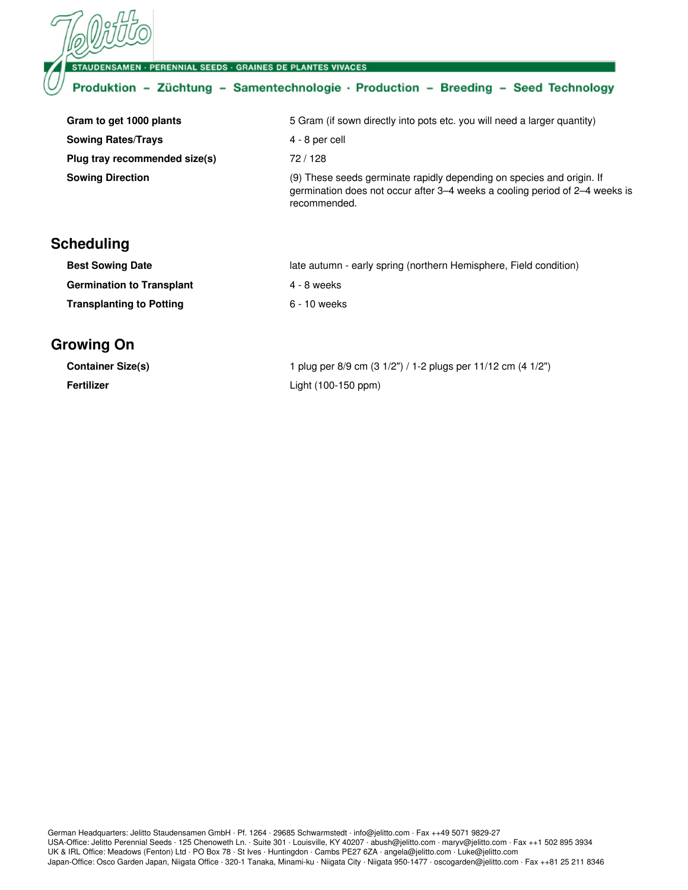| | |
|---|---|
| **Gram to get 1000 plants** | 5 Gram (if sown directly into pots etc. you will need a larger quantity) |
| **Sowing Rates/Trays** | 4 - 8 per cell |
| **Plug tray recommended size(s)** | 72 / 128 |
| **Sowing Direction** | (9) These seeds germinate rapidly depending on species and origin. If germination does not occur after 3–4 weeks a cooling period of 2–4 weeks is recommended. |

## Scheduling

| | |
|---|---|
| **Best Sowing Date** | late autumn - early spring (northern Hemisphere, Field condition) |
| **Germination to Transplant** | 4 - 8 weeks |
| **Transplanting to Potting** | 6 - 10 weeks |

## Growing On

| | |
|---|---|
| **Container Size(s)** | 1 plug per 8/9 cm (3 1/2") / 1-2 plugs per 11/12 cm (4 1/2") |
| **Fertilizer** | Light (100-150 ppm) |